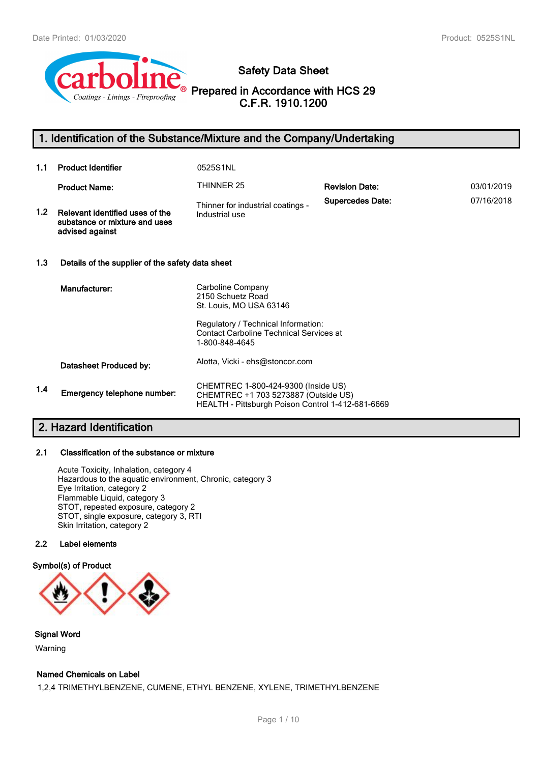# Safety Data Sheet

## Prepared in Accordance with HCS 29 C.F.R. 1910.1200

## 1. Identification of the Substance/Mixture and the Company/Undertaking

| | | | | |
|---|---|---|---|---|
| 1.1 | **Product Identifier** | 0525S1NL | | |
| | **Product Name:** | THINNER 25 | **Revision Date:** | 03/01/2019 |
| 1.2 | **Relevant identified uses of the substance or mixture and uses advised against** | Thinner for industrial coatings - Industrial use | **Supercedes Date:** | 07/16/2018 |

### 1.3 Details of the supplier of the safety data sheet

**Manufacturer:**

Carboline Company
2150 Schuetz Road
St. Louis, MO USA 63146

Regulatory / Technical Information:
Contact Carboline Technical Services at
1-800-848-4645

**Datasheet Produced by:** Alotta, Vicki - ehs@stoncor.com

### 1.4 Emergency telephone number:

CHEMTREC 1-800-424-9300 (Inside US)
CHEMTREC +1 703 5273887 (Outside US)
HEALTH - Pittsburgh Poison Control 1-412-681-6669

## 2. Hazard Identification

### 2.1 Classification of the substance or mixture

Acute Toxicity, Inhalation, category 4
Hazardous to the aquatic environment, Chronic, category 3
Eye Irritation, category 2
Flammable Liquid, category 3
STOT, repeated exposure, category 2
STOT, single exposure, category 3, RTI
Skin Irritation, category 2

### 2.2 Label elements

**Symbol(s) of Product**

**Signal Word**

Warning

**Named Chemicals on Label**

1,2,4 TRIMETHYLBENZENE, CUMENE, ETHYL BENZENE, XYLENE, TRIMETHYLBENZENE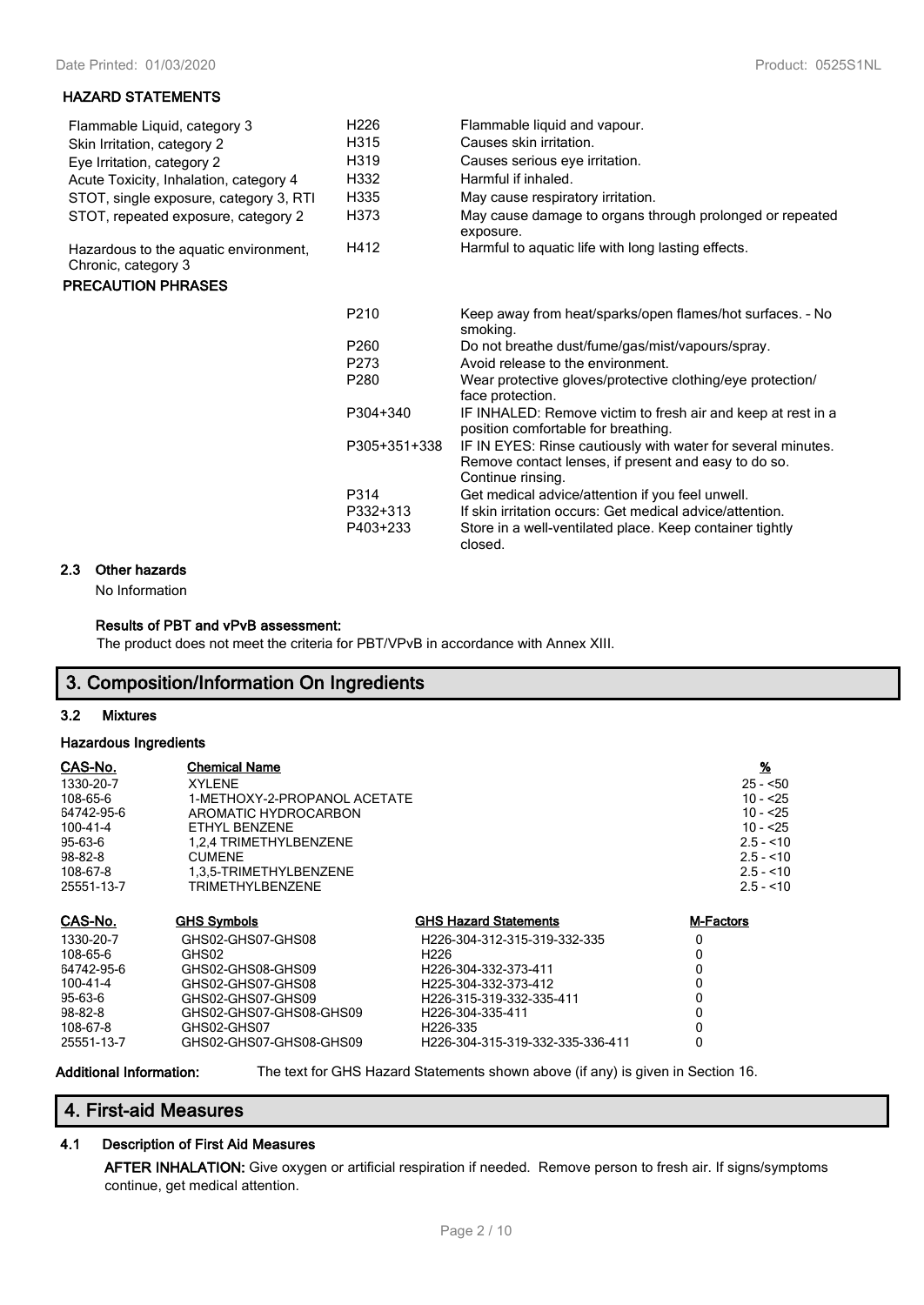**HAZARD STATEMENTS**

| | | |
|---|---|---|
| Flammable Liquid, category 3 | H226 | Flammable liquid and vapour. |
| Skin Irritation, category 2 | H315 | Causes skin irritation. |
| Eye Irritation, category 2 | H319 | Causes serious eye irritation. |
| Acute Toxicity, Inhalation, category 4 | H332 | Harmful if inhaled. |
| STOT, single exposure, category 3, RTI | H335 | May cause respiratory irritation. |
| STOT, repeated exposure, category 2 | H373 | May cause damage to organs through prolonged or repeated exposure. |
| Hazardous to the aquatic environment, Chronic, category 3 | H412 | Harmful to aquatic life with long lasting effects. |

**PRECAUTION PHRASES**

| | |
|---|---|
| P210 | Keep away from heat/sparks/open flames/hot surfaces. - No smoking. |
| P260 | Do not breathe dust/fume/gas/mist/vapours/spray. |
| P273 | Avoid release to the environment. |
| P280 | Wear protective gloves/protective clothing/eye protection/ face protection. |
| P304+340 | IF INHALED: Remove victim to fresh air and keep at rest in a position comfortable for breathing. |
| P305+351+338 | IF IN EYES: Rinse cautiously with water for several minutes. Remove contact lenses, if present and easy to do so. Continue rinsing. |
| P314 | Get medical advice/attention if you feel unwell. |
| P332+313 | If skin irritation occurs: Get medical advice/attention. |
| P403+233 | Store in a well-ventilated place. Keep container tightly closed. |

### 2.3 Other hazards

No Information

**Results of PBT and vPvB assessment:**

The product does not meet the criteria for PBT/VPvB in accordance with Annex XIII.

## 3. Composition/Information On Ingredients

### 3.2 Mixtures

**Hazardous Ingredients**

| CAS-No. | Chemical Name | % |
|---|---|---|
| 1330-20-7 | XYLENE | 25 - <50 |
| 108-65-6 | 1-METHOXY-2-PROPANOL ACETATE | 10 - <25 |
| 64742-95-6 | AROMATIC HYDROCARBON | 10 - <25 |
| 100-41-4 | ETHYL BENZENE | 10 - <25 |
| 95-63-6 | 1,2,4 TRIMETHYLBENZENE | 2.5 - <10 |
| 98-82-8 | CUMENE | 2.5 - <10 |
| 108-67-8 | 1,3,5-TRIMETHYLBENZENE | 2.5 - <10 |
| 25551-13-7 | TRIMETHYLBENZENE | 2.5 - <10 |

| CAS-No. | GHS Symbols | GHS Hazard Statements | M-Factors |
|---|---|---|---|
| 1330-20-7 | GHS02-GHS07-GHS08 | H226-304-312-315-319-332-335 | 0 |
| 108-65-6 | GHS02 | H226 | 0 |
| 64742-95-6 | GHS02-GHS08-GHS09 | H226-304-332-373-411 | 0 |
| 100-41-4 | GHS02-GHS07-GHS08 | H225-304-332-373-412 | 0 |
| 95-63-6 | GHS02-GHS07-GHS09 | H226-315-319-332-335-411 | 0 |
| 98-82-8 | GHS02-GHS07-GHS08-GHS09 | H226-304-335-411 | 0 |
| 108-67-8 | GHS02-GHS07 | H226-335 | 0 |
| 25551-13-7 | GHS02-GHS07-GHS08-GHS09 | H226-304-315-319-332-335-336-411 | 0 |

**Additional Information:** The text for GHS Hazard Statements shown above (if any) is given in Section 16.

## 4. First-aid Measures

### 4.1 Description of First Aid Measures

**AFTER INHALATION:** Give oxygen or artificial respiration if needed. Remove person to fresh air. If signs/symptoms continue, get medical attention.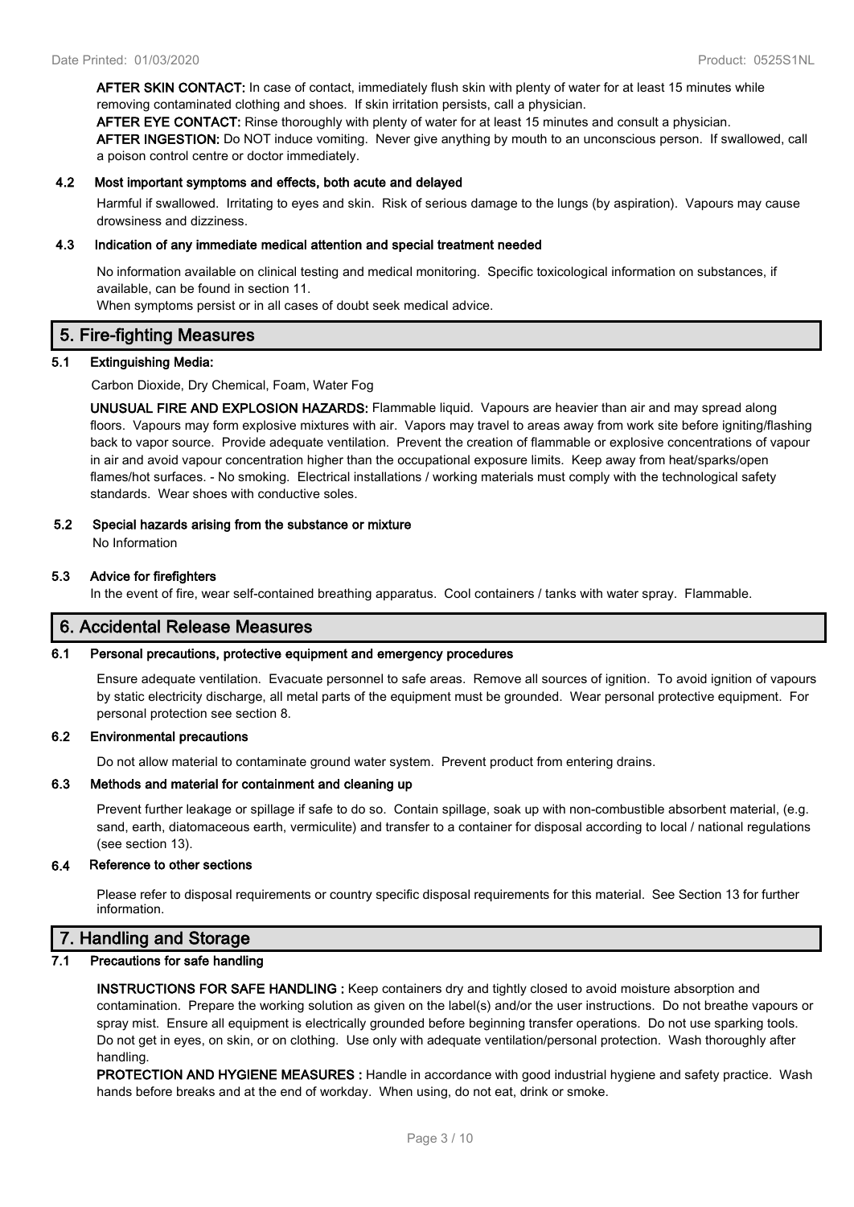**AFTER SKIN CONTACT:** In case of contact, immediately flush skin with plenty of water for at least 15 minutes while removing contaminated clothing and shoes. If skin irritation persists, call a physician.

**AFTER EYE CONTACT:** Rinse thoroughly with plenty of water for at least 15 minutes and consult a physician.

**AFTER INGESTION:** Do NOT induce vomiting. Never give anything by mouth to an unconscious person. If swallowed, call a poison control centre or doctor immediately.

### 4.2 Most important symptoms and effects, both acute and delayed

Harmful if swallowed. Irritating to eyes and skin. Risk of serious damage to the lungs (by aspiration). Vapours may cause drowsiness and dizziness.

### 4.3 Indication of any immediate medical attention and special treatment needed

No information available on clinical testing and medical monitoring. Specific toxicological information on substances, if available, can be found in section 11.

When symptoms persist or in all cases of doubt seek medical advice.

## 5. Fire-fighting Measures

### 5.1 Extinguishing Media:

Carbon Dioxide, Dry Chemical, Foam, Water Fog

**UNUSUAL FIRE AND EXPLOSION HAZARDS:** Flammable liquid. Vapours are heavier than air and may spread along floors. Vapours may form explosive mixtures with air. Vapors may travel to areas away from work site before igniting/flashing back to vapor source. Provide adequate ventilation. Prevent the creation of flammable or explosive concentrations of vapour in air and avoid vapour concentration higher than the occupational exposure limits. Keep away from heat/sparks/open flames/hot surfaces. - No smoking. Electrical installations / working materials must comply with the technological safety standards. Wear shoes with conductive soles.

### 5.2 Special hazards arising from the substance or mixture

No Information

### 5.3 Advice for firefighters

In the event of fire, wear self-contained breathing apparatus. Cool containers / tanks with water spray. Flammable.

## 6. Accidental Release Measures

### 6.1 Personal precautions, protective equipment and emergency procedures

Ensure adequate ventilation. Evacuate personnel to safe areas. Remove all sources of ignition. To avoid ignition of vapours by static electricity discharge, all metal parts of the equipment must be grounded. Wear personal protective equipment. For personal protection see section 8.

### 6.2 Environmental precautions

Do not allow material to contaminate ground water system. Prevent product from entering drains.

### 6.3 Methods and material for containment and cleaning up

Prevent further leakage or spillage if safe to do so. Contain spillage, soak up with non-combustible absorbent material, (e.g. sand, earth, diatomaceous earth, vermiculite) and transfer to a container for disposal according to local / national regulations (see section 13).

### 6.4 Reference to other sections

Please refer to disposal requirements or country specific disposal requirements for this material. See Section 13 for further information.

## 7. Handling and Storage

### 7.1 Precautions for safe handling

**INSTRUCTIONS FOR SAFE HANDLING :** Keep containers dry and tightly closed to avoid moisture absorption and contamination. Prepare the working solution as given on the label(s) and/or the user instructions. Do not breathe vapours or spray mist. Ensure all equipment is electrically grounded before beginning transfer operations. Do not use sparking tools. Do not get in eyes, on skin, or on clothing. Use only with adequate ventilation/personal protection. Wash thoroughly after handling.

**PROTECTION AND HYGIENE MEASURES :** Handle in accordance with good industrial hygiene and safety practice. Wash hands before breaks and at the end of workday. When using, do not eat, drink or smoke.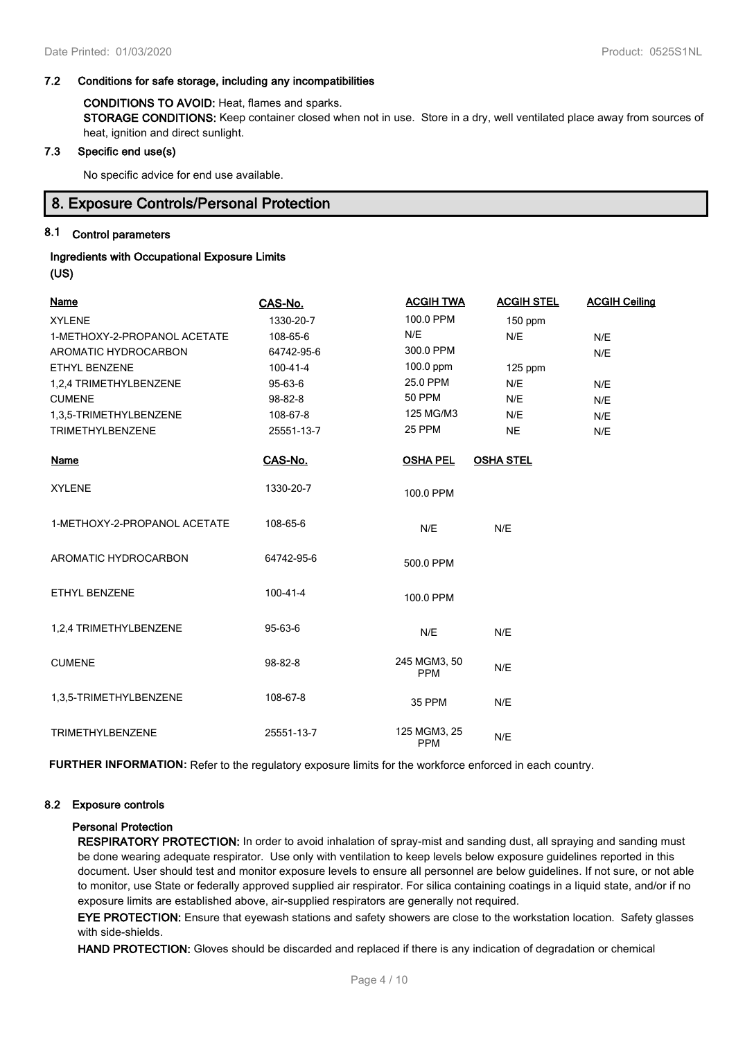### 7.2 Conditions for safe storage, including any incompatibilities

**CONDITIONS TO AVOID:** Heat, flames and sparks.

**STORAGE CONDITIONS:** Keep container closed when not in use. Store in a dry, well ventilated place away from sources of heat, ignition and direct sunlight.

### 7.3 Specific end use(s)

No specific advice for end use available.

## 8. Exposure Controls/Personal Protection

### 8.1 Control parameters

**Ingredients with Occupational Exposure Limits (US)**

| Name | CAS-No. | ACGIH TWA | ACGIH STEL | ACGIH Ceiling |
|---|---|---|---|---|
| XYLENE | 1330-20-7 | 100.0 PPM | 150 ppm | |
| 1-METHOXY-2-PROPANOL ACETATE | 108-65-6 | N/E | N/E | N/E |
| AROMATIC HYDROCARBON | 64742-95-6 | 300.0 PPM | | N/E |
| ETHYL BENZENE | 100-41-4 | 100.0 ppm | 125 ppm | |
| 1,2,4 TRIMETHYLBENZENE | 95-63-6 | 25.0 PPM | N/E | N/E |
| CUMENE | 98-82-8 | 50 PPM | N/E | N/E |
| 1,3,5-TRIMETHYLBENZENE | 108-67-8 | 125 MG/M3 | N/E | N/E |
| TRIMETHYLBENZENE | 25551-13-7 | 25 PPM | NE | N/E |

| Name | CAS-No. | OSHA PEL | OSHA STEL |
|---|---|---|---|
| XYLENE | 1330-20-7 | 100.0 PPM | |
| 1-METHOXY-2-PROPANOL ACETATE | 108-65-6 | N/E | N/E |
| AROMATIC HYDROCARBON | 64742-95-6 | 500.0 PPM | |
| ETHYL BENZENE | 100-41-4 | 100.0 PPM | |
| 1,2,4 TRIMETHYLBENZENE | 95-63-6 | N/E | N/E |
| CUMENE | 98-82-8 | 245 MGM3, 50 PPM | N/E |
| 1,3,5-TRIMETHYLBENZENE | 108-67-8 | 35 PPM | N/E |
| TRIMETHYLBENZENE | 25551-13-7 | 125 MGM3, 25 PPM | N/E |

**FURTHER INFORMATION:** Refer to the regulatory exposure limits for the workforce enforced in each country.

### 8.2 Exposure controls

**Personal Protection**

**RESPIRATORY PROTECTION:** In order to avoid inhalation of spray-mist and sanding dust, all spraying and sanding must be done wearing adequate respirator. Use only with ventilation to keep levels below exposure guidelines reported in this document. User should test and monitor exposure levels to ensure all personnel are below guidelines. If not sure, or not able to monitor, use State or federally approved supplied air respirator. For silica containing coatings in a liquid state, and/or if no exposure limits are established above, air-supplied respirators are generally not required.

**EYE PROTECTION:** Ensure that eyewash stations and safety showers are close to the workstation location. Safety glasses with side-shields.

**HAND PROTECTION:** Gloves should be discarded and replaced if there is any indication of degradation or chemical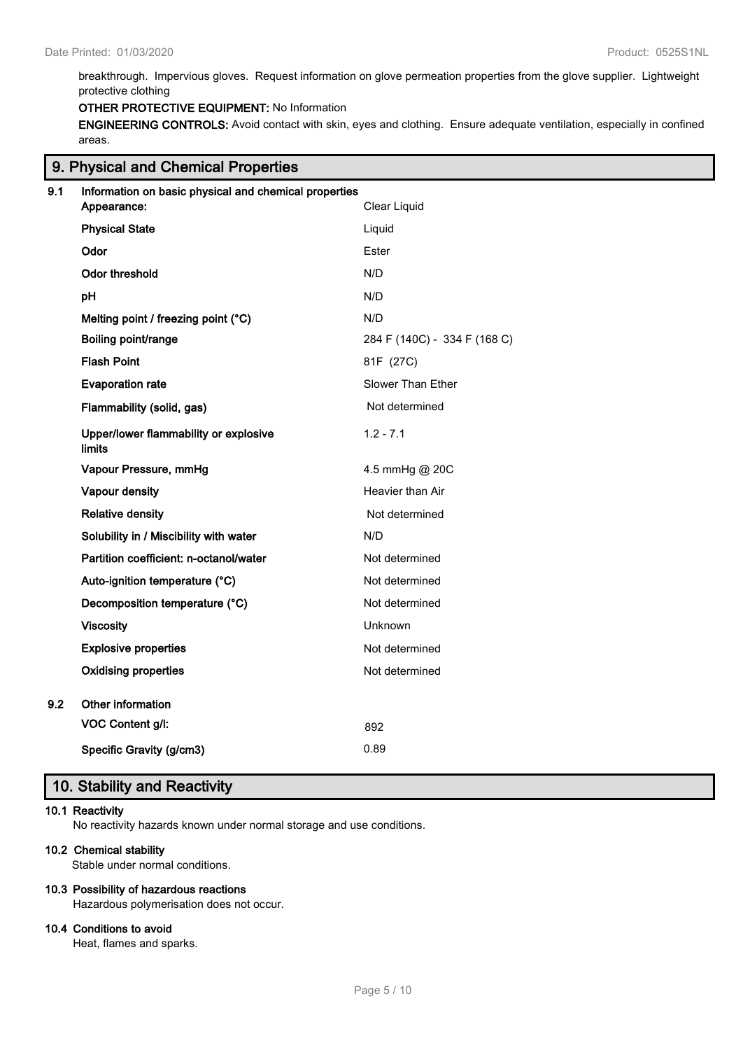breakthrough. Impervious gloves. Request information on glove permeation properties from the glove supplier. Lightweight protective clothing

**OTHER PROTECTIVE EQUIPMENT:** No Information

**ENGINEERING CONTROLS:** Avoid contact with skin, eyes and clothing. Ensure adequate ventilation, especially in confined areas.

## 9. Physical and Chemical Properties

**9.1 Information on basic physical and chemical properties**

| | |
|---|---|
| **Appearance:** | Clear Liquid |
| **Physical State** | Liquid |
| **Odor** | Ester |
| **Odor threshold** | N/D |
| **pH** | N/D |
| **Melting point / freezing point (°C)** | N/D |
| **Boiling point/range** | 284 F (140C) - 334 F (168 C) |
| **Flash Point** | 81F (27C) |
| **Evaporation rate** | Slower Than Ether |
| **Flammability (solid, gas)** | Not determined |
| **Upper/lower flammability or explosive limits** | 1.2 - 7.1 |
| **Vapour Pressure, mmHg** | 4.5 mmHg @ 20C |
| **Vapour density** | Heavier than Air |
| **Relative density** | Not determined |
| **Solubility in / Miscibility with water** | N/D |
| **Partition coefficient: n-octanol/water** | Not determined |
| **Auto-ignition temperature (°C)** | Not determined |
| **Decomposition temperature (°C)** | Not determined |
| **Viscosity** | Unknown |
| **Explosive properties** | Not determined |
| **Oxidising properties** | Not determined |

**9.2 Other information**

| | |
|---|---|
| **VOC Content g/l:** | 892 |
| **Specific Gravity (g/cm3)** | 0.89 |

## 10. Stability and Reactivity

**10.1 Reactivity**

No reactivity hazards known under normal storage and use conditions.

**10.2 Chemical stability**

Stable under normal conditions.

**10.3 Possibility of hazardous reactions**

Hazardous polymerisation does not occur.

**10.4 Conditions to avoid**

Heat, flames and sparks.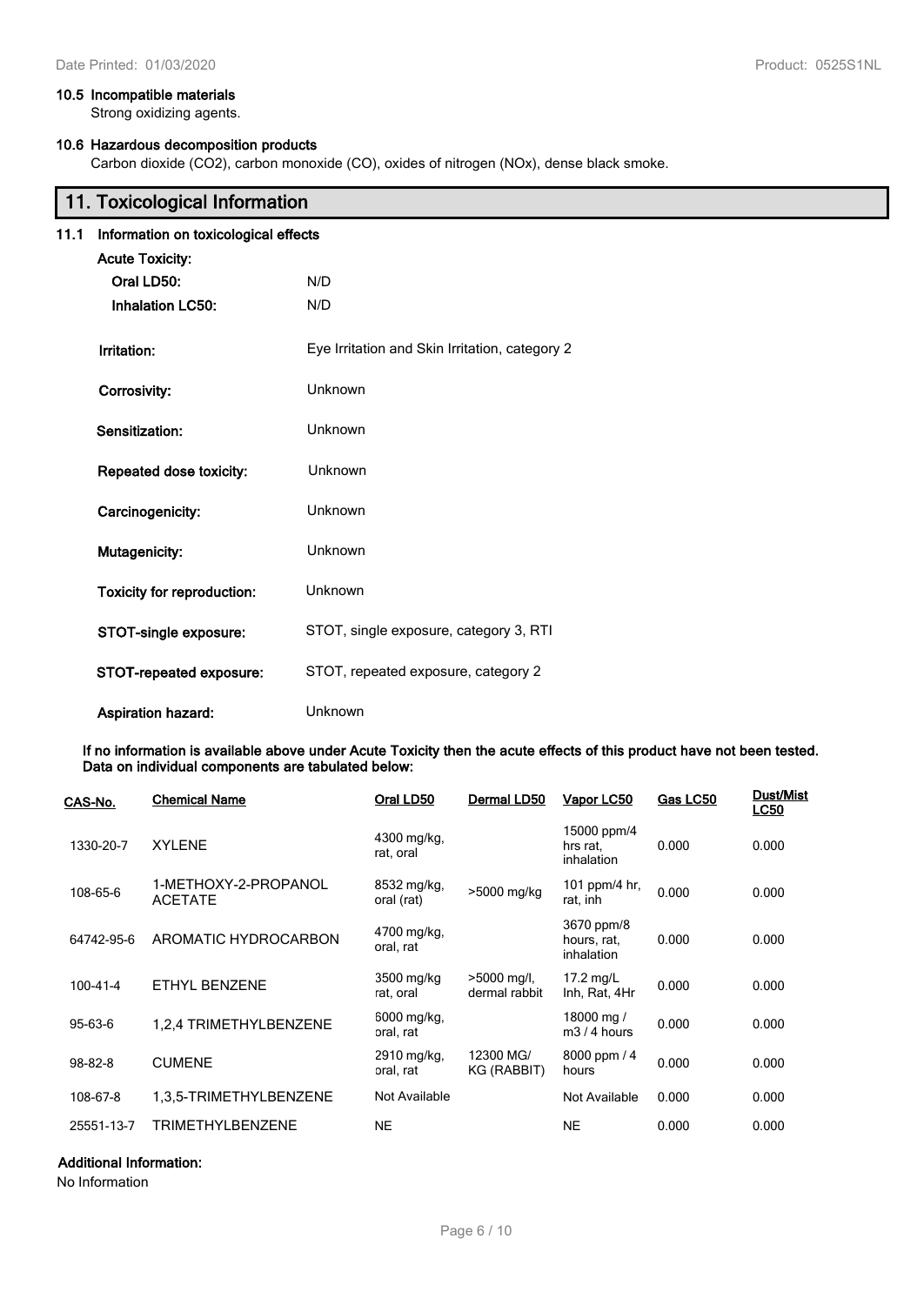### 10.5 Incompatible materials

Strong oxidizing agents.

### 10.6 Hazardous decomposition products

Carbon dioxide ($CO_2$), carbon monoxide (CO), oxides of nitrogen (NOx), dense black smoke.

## 11. Toxicological Information

### 11.1 Information on toxicological effects

**Acute Toxicity:**

| | |
|---|---|
| **Oral LD50:** | N/D |
| **Inhalation LC50:** | N/D |
| **Irritation:** | Eye Irritation and Skin Irritation, category 2 |
| **Corrosivity:** | Unknown |
| **Sensitization:** | Unknown |
| **Repeated dose toxicity:** | Unknown |
| **Carcinogenicity:** | Unknown |
| **Mutagenicity:** | Unknown |
| **Toxicity for reproduction:** | Unknown |
| **STOT-single exposure:** | STOT, single exposure, category 3, RTI |
| **STOT-repeated exposure:** | STOT, repeated exposure, category 2 |
| **Aspiration hazard:** | Unknown |

**If no information is available above under Acute Toxicity then the acute effects of this product have not been tested. Data on individual components are tabulated below:**

| CAS-No. | Chemical Name | Oral LD50 | Dermal LD50 | Vapor LC50 | Gas LC50 | Dust/Mist LC50 |
|---|---|---|---|---|---|---|
| 1330-20-7 | XYLENE | 4300 mg/kg, rat, oral | | 15000 ppm/4 hrs rat, inhalation | 0.000 | 0.000 |
| 108-65-6 | 1-METHOXY-2-PROPANOL ACETATE | 8532 mg/kg, oral (rat) | >5000 mg/kg | 101 ppm/4 hr, rat, inh | 0.000 | 0.000 |
| 64742-95-6 | AROMATIC HYDROCARBON | 4700 mg/kg, oral, rat | | 3670 ppm/8 hours, rat, inhalation | 0.000 | 0.000 |
| 100-41-4 | ETHYL BENZENE | 3500 mg/kg rat, oral | >5000 mg/l, dermal rabbit | 17.2 mg/L Inh, Rat, 4Hr | 0.000 | 0.000 |
| 95-63-6 | 1,2,4 TRIMETHYLBENZENE | 6000 mg/kg, oral, rat | | 18000 mg / m3 / 4 hours | 0.000 | 0.000 |
| 98-82-8 | CUMENE | 2910 mg/kg, oral, rat | 12300 MG/ KG (RABBIT) | 8000 ppm / 4 hours | 0.000 | 0.000 |
| 108-67-8 | 1,3,5-TRIMETHYLBENZENE | Not Available | | Not Available | 0.000 | 0.000 |
| 25551-13-7 | TRIMETHYLBENZENE | NE | | NE | 0.000 | 0.000 |

**Additional Information:**

No Information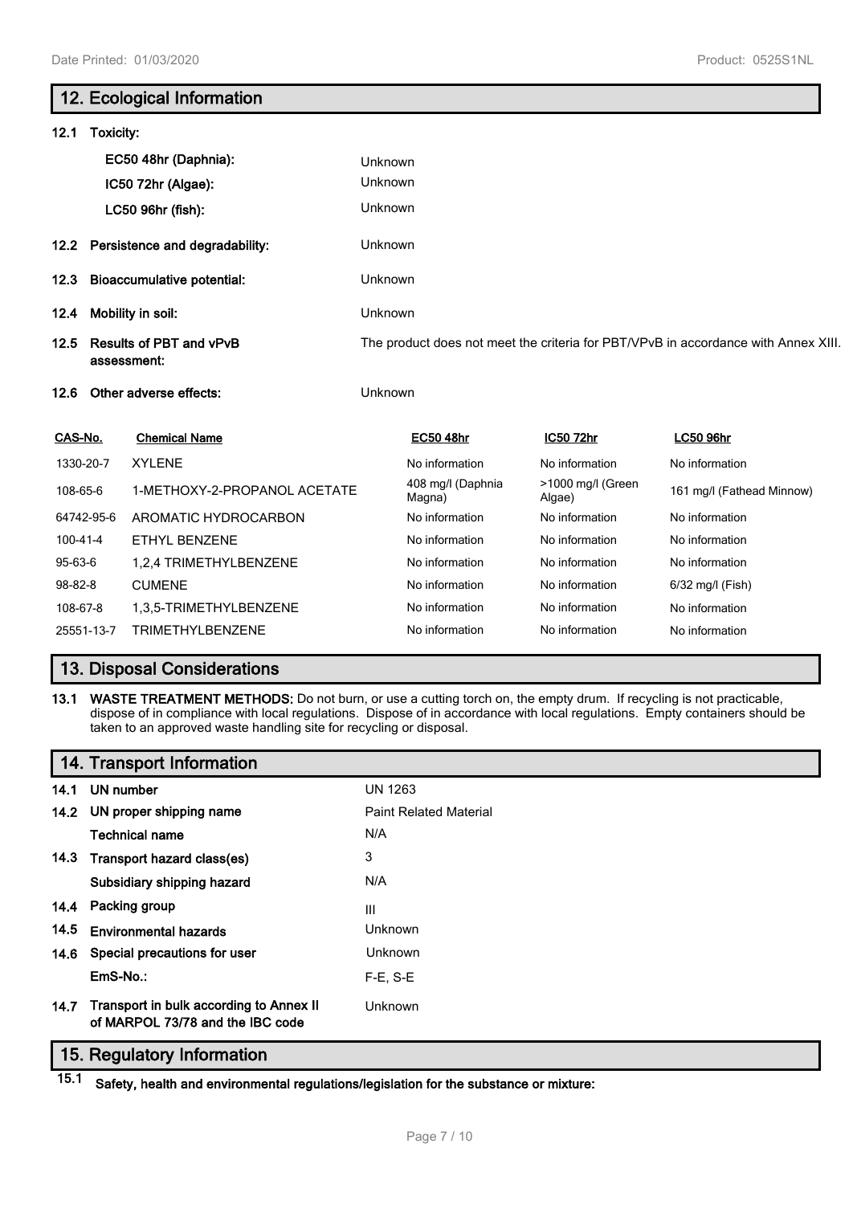## 12. Ecological Information

**12.1 Toxicity:**

| | |
|---|---|
| **EC50 48hr (Daphnia):** | Unknown |
| **IC50 72hr (Algae):** | Unknown |
| **LC50 96hr (fish):** | Unknown |

**12.2 Persistence and degradability:** Unknown

**12.3 Bioaccumulative potential:** Unknown

**12.4 Mobility in soil:** Unknown

**12.5 Results of PBT and vPvB assessment:** The product does not meet the criteria for PBT/VPvB in accordance with Annex XIII.

**12.6 Other adverse effects:** Unknown

| CAS-No. | Chemical Name | EC50 48hr | IC50 72hr | LC50 96hr |
|---|---|---|---|---|
| 1330-20-7 | XYLENE | No information | No information | No information |
| 108-65-6 | 1-METHOXY-2-PROPANOL ACETATE | 408 mg/l (Daphnia Magna) | >1000 mg/l (Green Algae) | 161 mg/l (Fathead Minnow) |
| 64742-95-6 | AROMATIC HYDROCARBON | No information | No information | No information |
| 100-41-4 | ETHYL BENZENE | No information | No information | No information |
| 95-63-6 | 1,2,4 TRIMETHYLBENZENE | No information | No information | No information |
| 98-82-8 | CUMENE | No information | No information | 6/32 mg/l (Fish) |
| 108-67-8 | 1,3,5-TRIMETHYLBENZENE | No information | No information | No information |
| 25551-13-7 | TRIMETHYLBENZENE | No information | No information | No information |

## 13. Disposal Considerations

**13.1 WASTE TREATMENT METHODS:** Do not burn, or use a cutting torch on, the empty drum. If recycling is not practicable, dispose of in compliance with local regulations. Dispose of in accordance with local regulations. Empty containers should be taken to an approved waste handling site for recycling or disposal.

## 14. Transport Information

| | |
|---|---|
| **14.1 UN number** | UN 1263 |
| **14.2 UN proper shipping name** | Paint Related Material |
| **Technical name** | N/A |
| **14.3 Transport hazard class(es)** | 3 |
| **Subsidiary shipping hazard** | N/A |
| **14.4 Packing group** | III |
| **14.5 Environmental hazards** | Unknown |
| **14.6 Special precautions for user** | Unknown |
| **EmS-No.:** | F-E, S-E |
| **14.7 Transport in bulk according to Annex II of MARPOL 73/78 and the IBC code** | Unknown |

## 15. Regulatory Information

**15.1 Safety, health and environmental regulations/legislation for the substance or mixture:**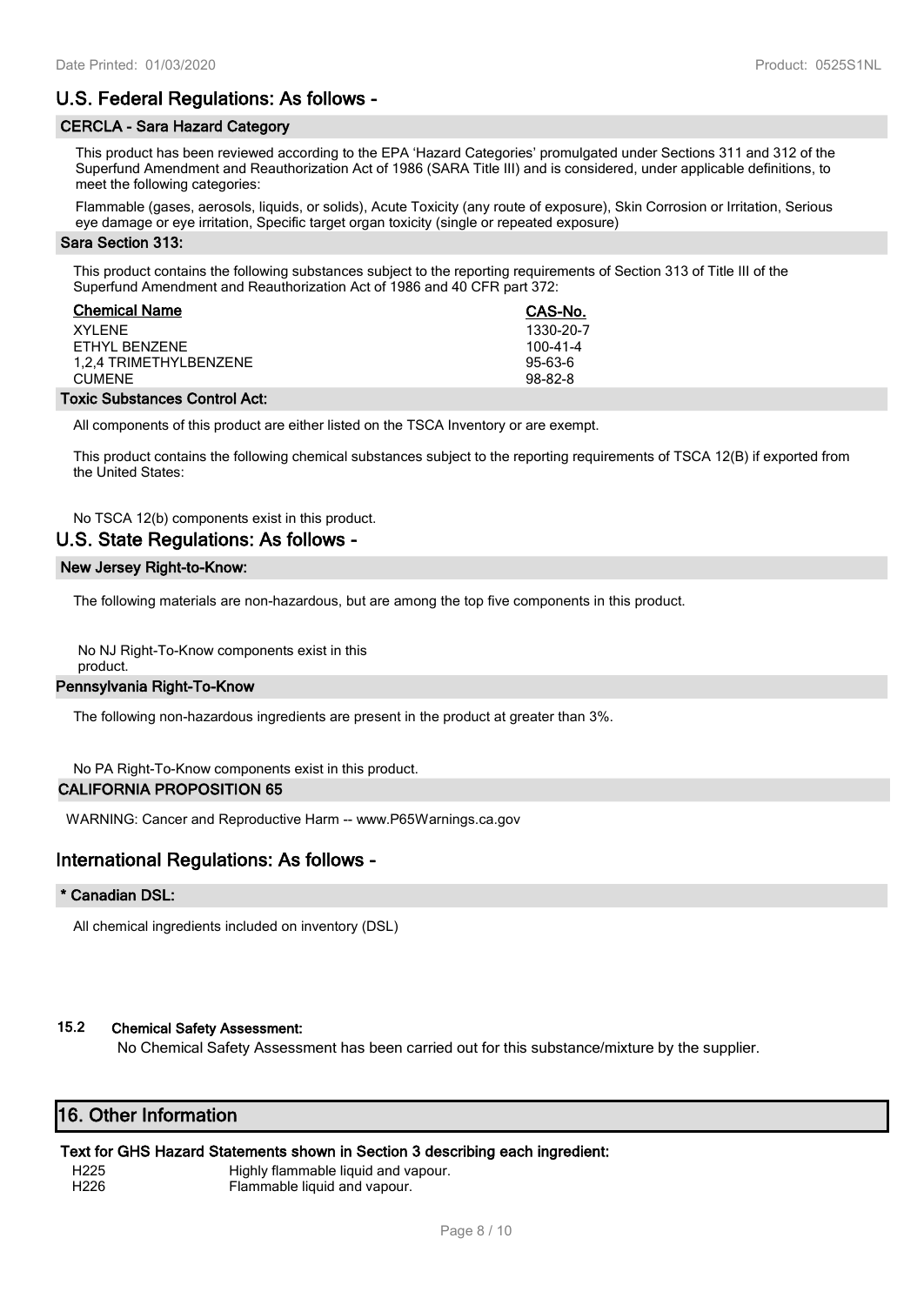## U.S. Federal Regulations: As follows -

### CERCLA - Sara Hazard Category

This product has been reviewed according to the EPA 'Hazard Categories' promulgated under Sections 311 and 312 of the Superfund Amendment and Reauthorization Act of 1986 (SARA Title III) and is considered, under applicable definitions, to meet the following categories:

Flammable (gases, aerosols, liquids, or solids), Acute Toxicity (any route of exposure), Skin Corrosion or Irritation, Serious eye damage or eye irritation, Specific target organ toxicity (single or repeated exposure)

### Sara Section 313:

This product contains the following substances subject to the reporting requirements of Section 313 of Title III of the Superfund Amendment and Reauthorization Act of 1986 and 40 CFR part 372:

| Chemical Name | CAS-No. |
|---|---|
| XYLENE | 1330-20-7 |
| ETHYL BENZENE | 100-41-4 |
| 1,2,4 TRIMETHYLBENZENE | 95-63-6 |
| CUMENE | 98-82-8 |

### Toxic Substances Control Act:

All components of this product are either listed on the TSCA Inventory or are exempt.

This product contains the following chemical substances subject to the reporting requirements of TSCA 12(B) if exported from the United States:

No TSCA 12(b) components exist in this product.

## U.S. State Regulations: As follows -

### New Jersey Right-to-Know:

The following materials are non-hazardous, but are among the top five components in this product.

No NJ Right-To-Know components exist in this product.

### Pennsylvania Right-To-Know

The following non-hazardous ingredients are present in the product at greater than 3%.

No PA Right-To-Know components exist in this product.

### CALIFORNIA PROPOSITION 65

WARNING: Cancer and Reproductive Harm -- www.P65Warnings.ca.gov

## International Regulations: As follows -

### * Canadian DSL:

All chemical ingredients included on inventory (DSL)

### 15.2 Chemical Safety Assessment:

No Chemical Safety Assessment has been carried out for this substance/mixture by the supplier.

## 16. Other Information

### Text for GHS Hazard Statements shown in Section 3 describing each ingredient:

| | |
|---|---|
| H225 | Highly flammable liquid and vapour. |
| H226 | Flammable liquid and vapour. |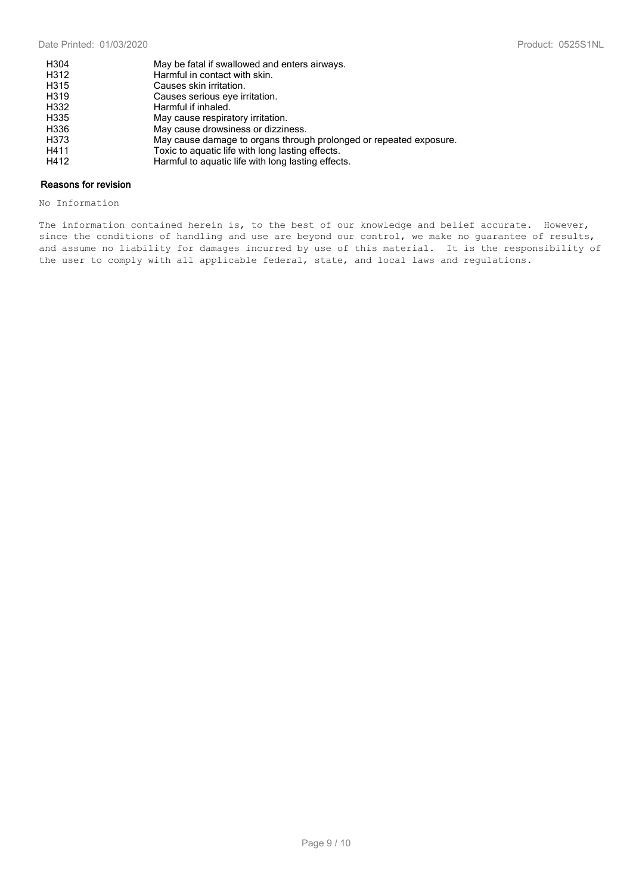| | |
|---|---|
| H304 | May be fatal if swallowed and enters airways. |
| H312 | Harmful in contact with skin. |
| H315 | Causes skin irritation. |
| H319 | Causes serious eye irritation. |
| H332 | Harmful if inhaled. |
| H335 | May cause respiratory irritation. |
| H336 | May cause drowsiness or dizziness. |
| H373 | May cause damage to organs through prolonged or repeated exposure. |
| H411 | Toxic to aquatic life with long lasting effects. |
| H412 | Harmful to aquatic life with long lasting effects. |

**Reasons for revision**

No Information

The information contained herein is, to the best of our knowledge and belief accurate. However, since the conditions of handling and use are beyond our control, we make no guarantee of results, and assume no liability for damages incurred by use of this material. It is the responsibility of the user to comply with all applicable federal, state, and local laws and regulations.